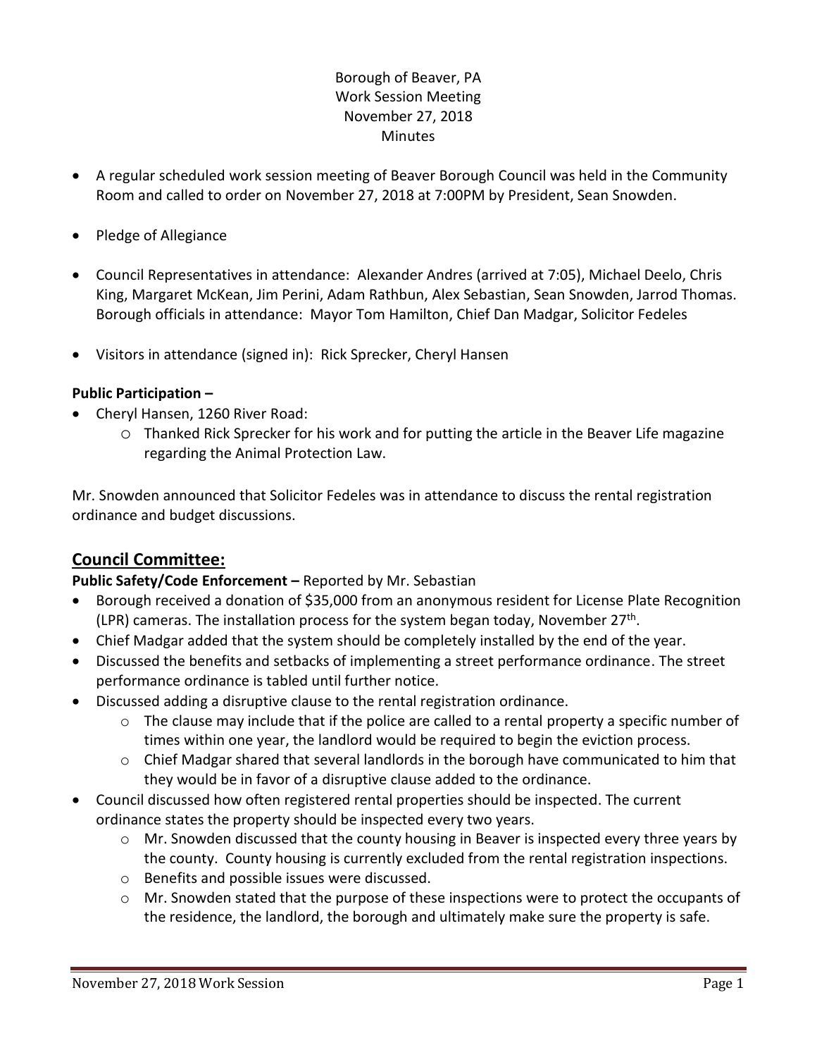Borough of Beaver, PA
Work Session Meeting
November 27, 2018
Minutes

- A regular scheduled work session meeting of Beaver Borough Council was held in the Community Room and called to order on November 27, 2018 at 7:00PM by President, Sean Snowden.
- Pledge of Allegiance
- Council Representatives in attendance: Alexander Andres (arrived at 7:05), Michael Deelo, Chris King, Margaret McKean, Jim Perini, Adam Rathbun, Alex Sebastian, Sean Snowden, Jarrod Thomas. Borough officials in attendance: Mayor Tom Hamilton, Chief Dan Madgar, Solicitor Fedeles
- Visitors in attendance (signed in): Rick Sprecker, Cheryl Hansen

**Public Participation –**

- Cheryl Hansen, 1260 River Road:
  - Thanked Rick Sprecker for his work and for putting the article in the Beaver Life magazine regarding the Animal Protection Law.

Mr. Snowden announced that Solicitor Fedeles was in attendance to discuss the rental registration ordinance and budget discussions.

## Council Committee:

**Public Safety/Code Enforcement –** Reported by Mr. Sebastian

- Borough received a donation of $35,000 from an anonymous resident for License Plate Recognition (LPR) cameras. The installation process for the system began today, November 27th.
- Chief Madgar added that the system should be completely installed by the end of the year.
- Discussed the benefits and setbacks of implementing a street performance ordinance. The street performance ordinance is tabled until further notice.
- Discussed adding a disruptive clause to the rental registration ordinance.
  - The clause may include that if the police are called to a rental property a specific number of times within one year, the landlord would be required to begin the eviction process.
  - Chief Madgar shared that several landlords in the borough have communicated to him that they would be in favor of a disruptive clause added to the ordinance.
- Council discussed how often registered rental properties should be inspected. The current ordinance states the property should be inspected every two years.
  - Mr. Snowden discussed that the county housing in Beaver is inspected every three years by the county. County housing is currently excluded from the rental registration inspections.
  - Benefits and possible issues were discussed.
  - Mr. Snowden stated that the purpose of these inspections were to protect the occupants of the residence, the landlord, the borough and ultimately make sure the property is safe.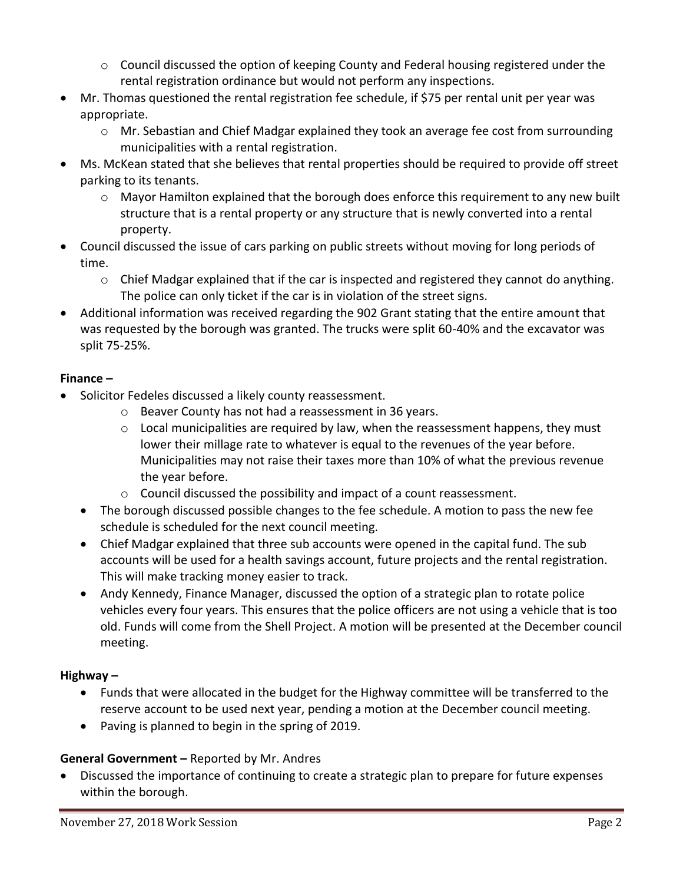- Council discussed the option of keeping County and Federal housing registered under the rental registration ordinance but would not perform any inspections.
- Mr. Thomas questioned the rental registration fee schedule, if $75 per rental unit per year was appropriate.
  - Mr. Sebastian and Chief Madgar explained they took an average fee cost from surrounding municipalities with a rental registration.
- Ms. McKean stated that she believes that rental properties should be required to provide off street parking to its tenants.
  - Mayor Hamilton explained that the borough does enforce this requirement to any new built structure that is a rental property or any structure that is newly converted into a rental property.
- Council discussed the issue of cars parking on public streets without moving for long periods of time.
  - Chief Madgar explained that if the car is inspected and registered they cannot do anything. The police can only ticket if the car is in violation of the street signs.
- Additional information was received regarding the 902 Grant stating that the entire amount that was requested by the borough was granted. The trucks were split 60-40% and the excavator was split 75-25%.

**Finance –**

- Solicitor Fedeles discussed a likely county reassessment.
  - Beaver County has not had a reassessment in 36 years.
  - Local municipalities are required by law, when the reassessment happens, they must lower their millage rate to whatever is equal to the revenues of the year before. Municipalities may not raise their taxes more than 10% of what the previous revenue the year before.
  - Council discussed the possibility and impact of a count reassessment.
- The borough discussed possible changes to the fee schedule. A motion to pass the new fee schedule is scheduled for the next council meeting.
- Chief Madgar explained that three sub accounts were opened in the capital fund. The sub accounts will be used for a health savings account, future projects and the rental registration. This will make tracking money easier to track.
- Andy Kennedy, Finance Manager, discussed the option of a strategic plan to rotate police vehicles every four years. This ensures that the police officers are not using a vehicle that is too old. Funds will come from the Shell Project. A motion will be presented at the December council meeting.

**Highway –**

- Funds that were allocated in the budget for the Highway committee will be transferred to the reserve account to be used next year, pending a motion at the December council meeting.
- Paving is planned to begin in the spring of 2019.

**General Government –** Reported by Mr. Andres

- Discussed the importance of continuing to create a strategic plan to prepare for future expenses within the borough.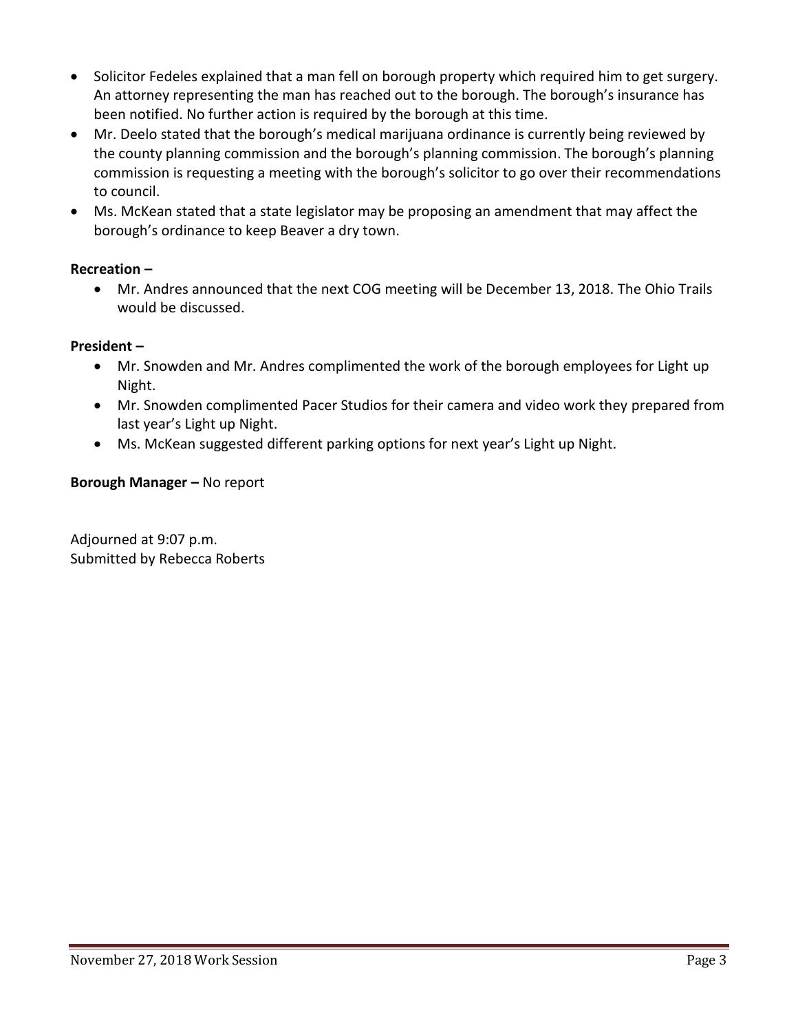- Solicitor Fedeles explained that a man fell on borough property which required him to get surgery. An attorney representing the man has reached out to the borough. The borough's insurance has been notified. No further action is required by the borough at this time.
- Mr. Deelo stated that the borough's medical marijuana ordinance is currently being reviewed by the county planning commission and the borough's planning commission. The borough's planning commission is requesting a meeting with the borough's solicitor to go over their recommendations to council.
- Ms. McKean stated that a state legislator may be proposing an amendment that may affect the borough's ordinance to keep Beaver a dry town.

**Recreation –**

- Mr. Andres announced that the next COG meeting will be December 13, 2018. The Ohio Trails would be discussed.

**President –**

- Mr. Snowden and Mr. Andres complimented the work of the borough employees for Light up Night.
- Mr. Snowden complimented Pacer Studios for their camera and video work they prepared from last year's Light up Night.
- Ms. McKean suggested different parking options for next year's Light up Night.

**Borough Manager –** No report

Adjourned at 9:07 p.m.
Submitted by Rebecca Roberts